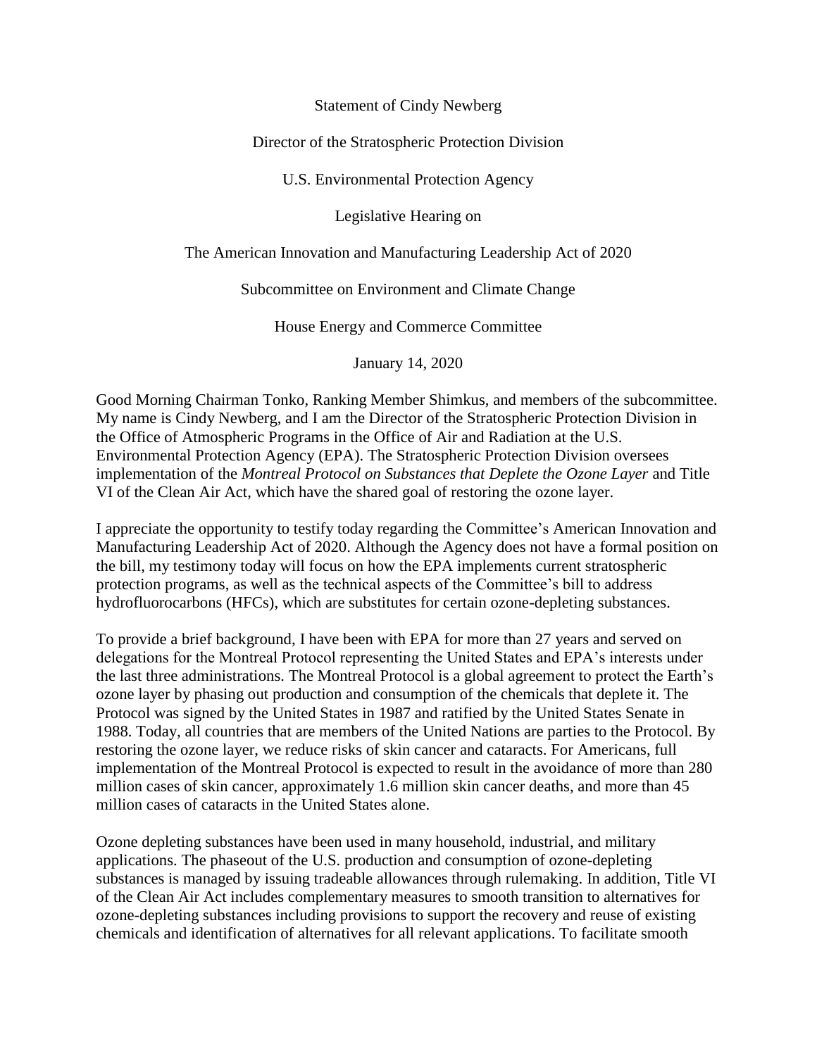Statement of Cindy Newberg

Director of the Stratospheric Protection Division

U.S. Environmental Protection Agency

Legislative Hearing on

The American Innovation and Manufacturing Leadership Act of 2020

Subcommittee on Environment and Climate Change

House Energy and Commerce Committee

January 14, 2020

Good Morning Chairman Tonko, Ranking Member Shimkus, and members of the subcommittee. My name is Cindy Newberg, and I am the Director of the Stratospheric Protection Division in the Office of Atmospheric Programs in the Office of Air and Radiation at the U.S. Environmental Protection Agency (EPA). The Stratospheric Protection Division oversees implementation of the *Montreal Protocol on Substances that Deplete the Ozone Layer* and Title VI of the Clean Air Act, which have the shared goal of restoring the ozone layer.

I appreciate the opportunity to testify today regarding the Committee's American Innovation and Manufacturing Leadership Act of 2020. Although the Agency does not have a formal position on the bill, my testimony today will focus on how the EPA implements current stratospheric protection programs, as well as the technical aspects of the Committee's bill to address hydrofluorocarbons (HFCs), which are substitutes for certain ozone-depleting substances.

To provide a brief background, I have been with EPA for more than 27 years and served on delegations for the Montreal Protocol representing the United States and EPA's interests under the last three administrations. The Montreal Protocol is a global agreement to protect the Earth's ozone layer by phasing out production and consumption of the chemicals that deplete it. The Protocol was signed by the United States in 1987 and ratified by the United States Senate in 1988. Today, all countries that are members of the United Nations are parties to the Protocol. By restoring the ozone layer, we reduce risks of skin cancer and cataracts. For Americans, full implementation of the Montreal Protocol is expected to result in the avoidance of more than 280 million cases of skin cancer, approximately 1.6 million skin cancer deaths, and more than 45 million cases of cataracts in the United States alone.

Ozone depleting substances have been used in many household, industrial, and military applications. The phaseout of the U.S. production and consumption of ozone-depleting substances is managed by issuing tradeable allowances through rulemaking. In addition, Title VI of the Clean Air Act includes complementary measures to smooth transition to alternatives for ozone-depleting substances including provisions to support the recovery and reuse of existing chemicals and identification of alternatives for all relevant applications. To facilitate smooth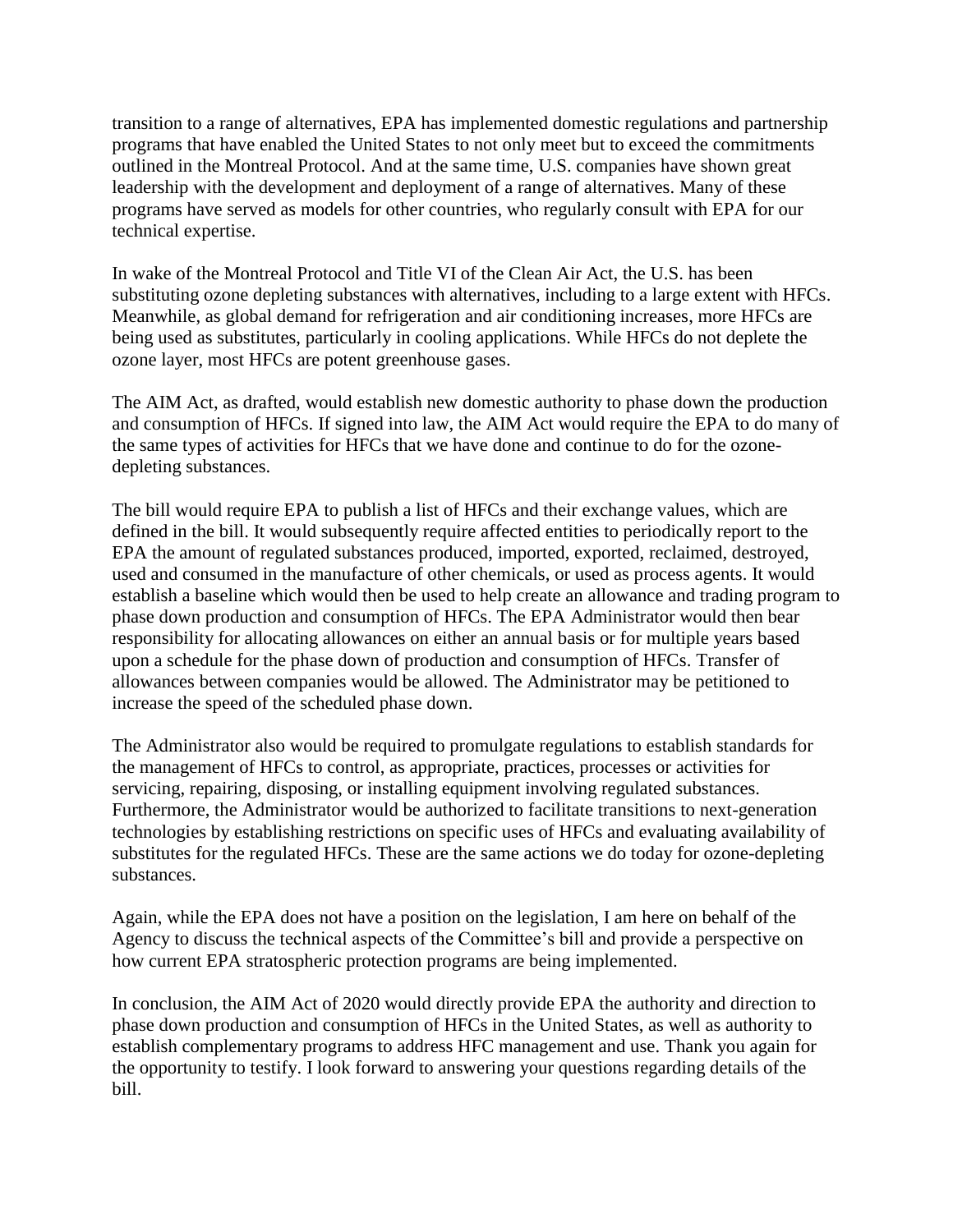transition to a range of alternatives, EPA has implemented domestic regulations and partnership programs that have enabled the United States to not only meet but to exceed the commitments outlined in the Montreal Protocol. And at the same time, U.S. companies have shown great leadership with the development and deployment of a range of alternatives. Many of these programs have served as models for other countries, who regularly consult with EPA for our technical expertise.

In wake of the Montreal Protocol and Title VI of the Clean Air Act, the U.S. has been substituting ozone depleting substances with alternatives, including to a large extent with HFCs. Meanwhile, as global demand for refrigeration and air conditioning increases, more HFCs are being used as substitutes, particularly in cooling applications. While HFCs do not deplete the ozone layer, most HFCs are potent greenhouse gases.

The AIM Act, as drafted, would establish new domestic authority to phase down the production and consumption of HFCs. If signed into law, the AIM Act would require the EPA to do many of the same types of activities for HFCs that we have done and continue to do for the ozone-depleting substances.

The bill would require EPA to publish a list of HFCs and their exchange values, which are defined in the bill. It would subsequently require affected entities to periodically report to the EPA the amount of regulated substances produced, imported, exported, reclaimed, destroyed, used and consumed in the manufacture of other chemicals, or used as process agents. It would establish a baseline which would then be used to help create an allowance and trading program to phase down production and consumption of HFCs. The EPA Administrator would then bear responsibility for allocating allowances on either an annual basis or for multiple years based upon a schedule for the phase down of production and consumption of HFCs. Transfer of allowances between companies would be allowed. The Administrator may be petitioned to increase the speed of the scheduled phase down.

The Administrator also would be required to promulgate regulations to establish standards for the management of HFCs to control, as appropriate, practices, processes or activities for servicing, repairing, disposing, or installing equipment involving regulated substances. Furthermore, the Administrator would be authorized to facilitate transitions to next-generation technologies by establishing restrictions on specific uses of HFCs and evaluating availability of substitutes for the regulated HFCs. These are the same actions we do today for ozone-depleting substances.

Again, while the EPA does not have a position on the legislation, I am here on behalf of the Agency to discuss the technical aspects of the Committee's bill and provide a perspective on how current EPA stratospheric protection programs are being implemented.

In conclusion, the AIM Act of 2020 would directly provide EPA the authority and direction to phase down production and consumption of HFCs in the United States, as well as authority to establish complementary programs to address HFC management and use. Thank you again for the opportunity to testify. I look forward to answering your questions regarding details of the bill.